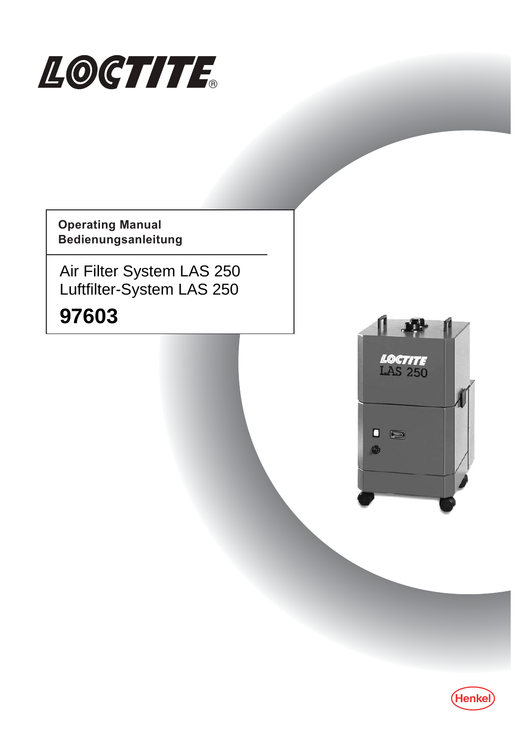LOCTITE®

**Operating Manual**
**Bedienungsanleitung**

Air Filter System LAS 250
Luftfilter-System LAS 250

**97603**

Henkel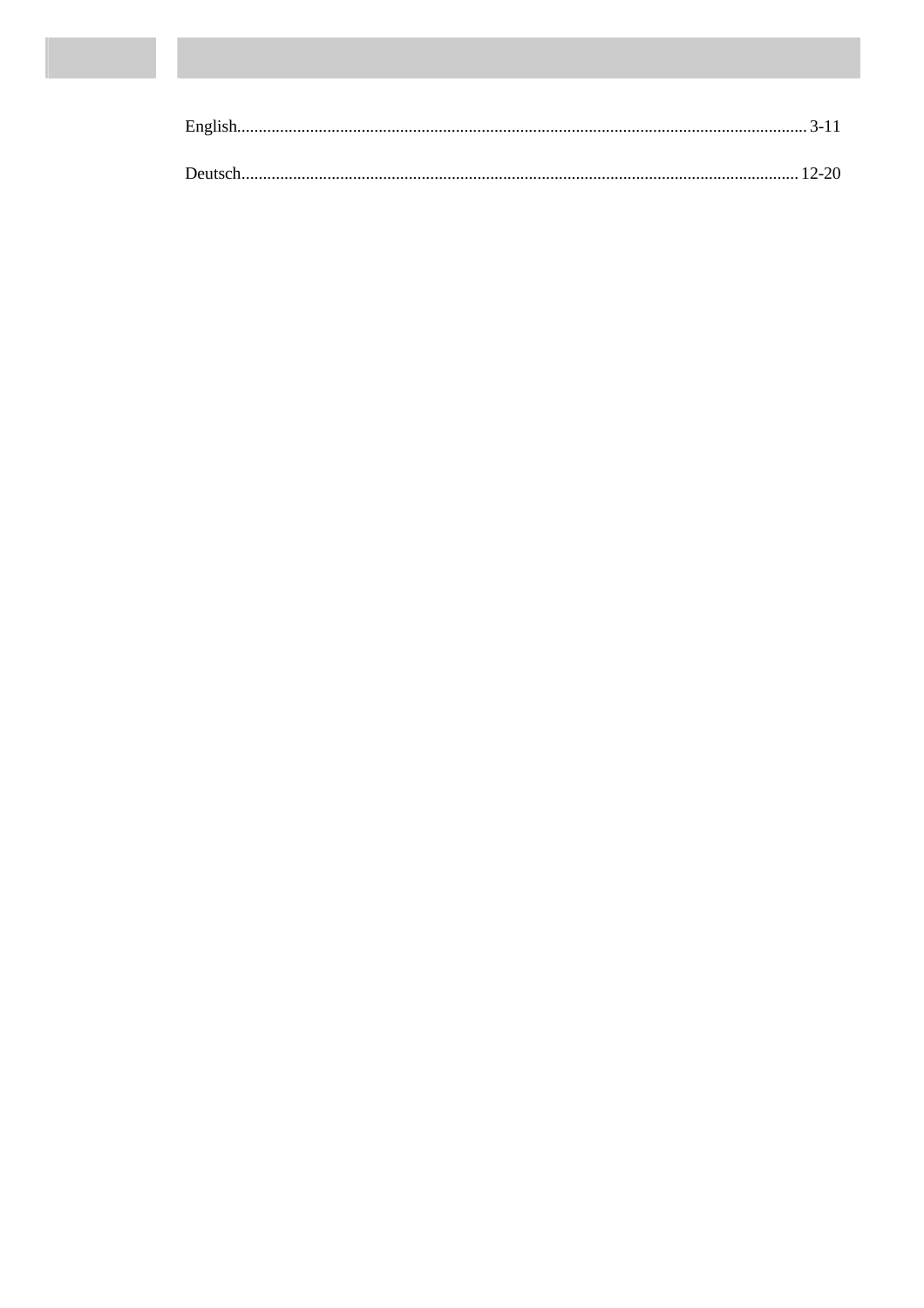English...................................................................................................................................... 3-11

Deutsch.................................................................................................................................. 12-20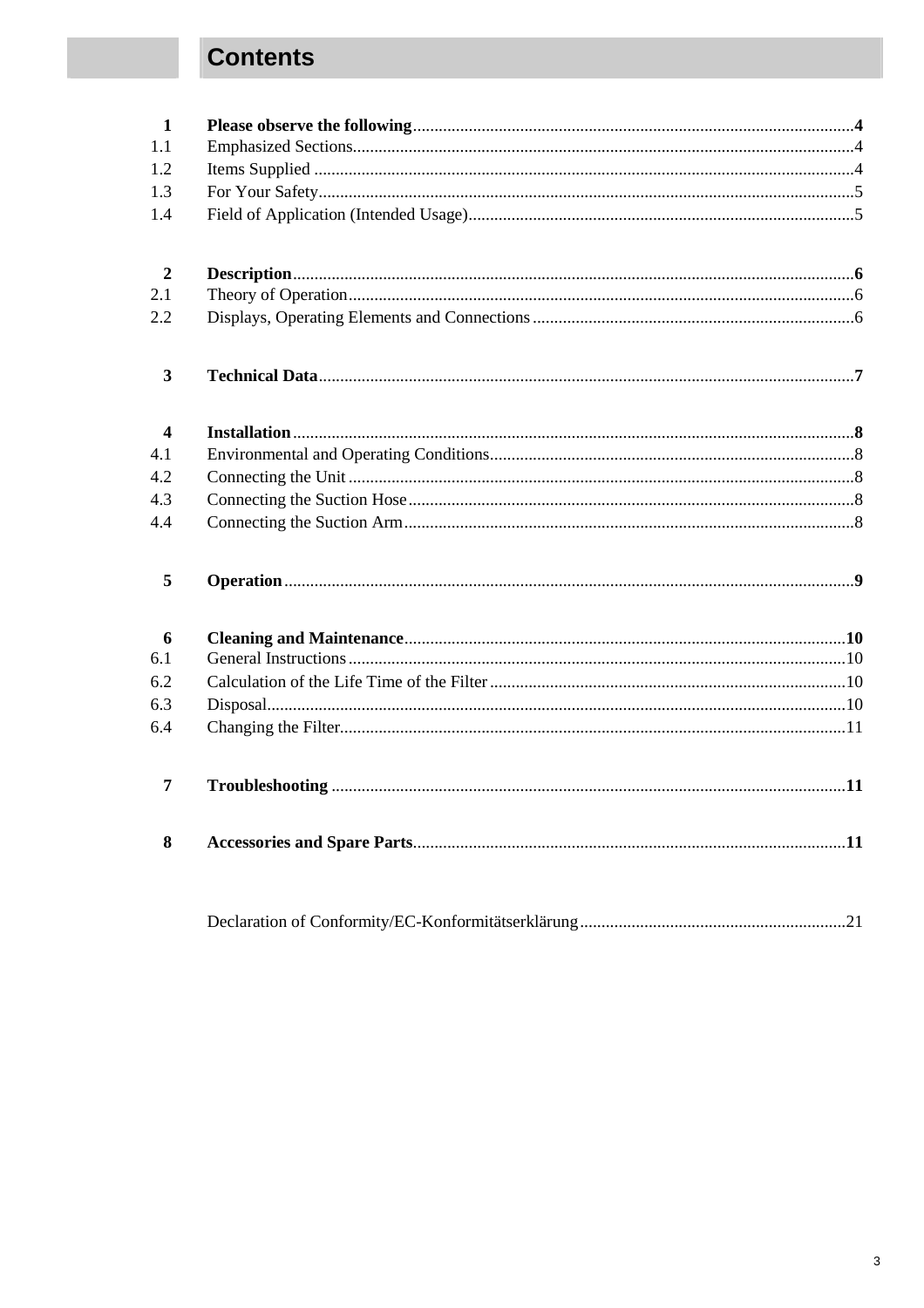# Contents

| | | |
|---|---|---|
| **1** | **Please observe the following** | **4** |
| 1.1 | Emphasized Sections | 4 |
| 1.2 | Items Supplied | 4 |
| 1.3 | For Your Safety | 5 |
| 1.4 | Field of Application (Intended Usage) | 5 |
| **2** | **Description** | **6** |
| 2.1 | Theory of Operation | 6 |
| 2.2 | Displays, Operating Elements and Connections | 6 |
| **3** | **Technical Data** | **7** |
| **4** | **Installation** | **8** |
| 4.1 | Environmental and Operating Conditions | 8 |
| 4.2 | Connecting the Unit | 8 |
| 4.3 | Connecting the Suction Hose | 8 |
| 4.4 | Connecting the Suction Arm | 8 |
| **5** | **Operation** | **9** |
| **6** | **Cleaning and Maintenance** | **10** |
| 6.1 | General Instructions | 10 |
| 6.2 | Calculation of the Life Time of the Filter | 10 |
| 6.3 | Disposal | 10 |
| 6.4 | Changing the Filter | 11 |
| **7** | **Troubleshooting** | **11** |
| **8** | **Accessories and Spare Parts** | **11** |
| | Declaration of Conformity/EC-Konformitätserklärung | 21 |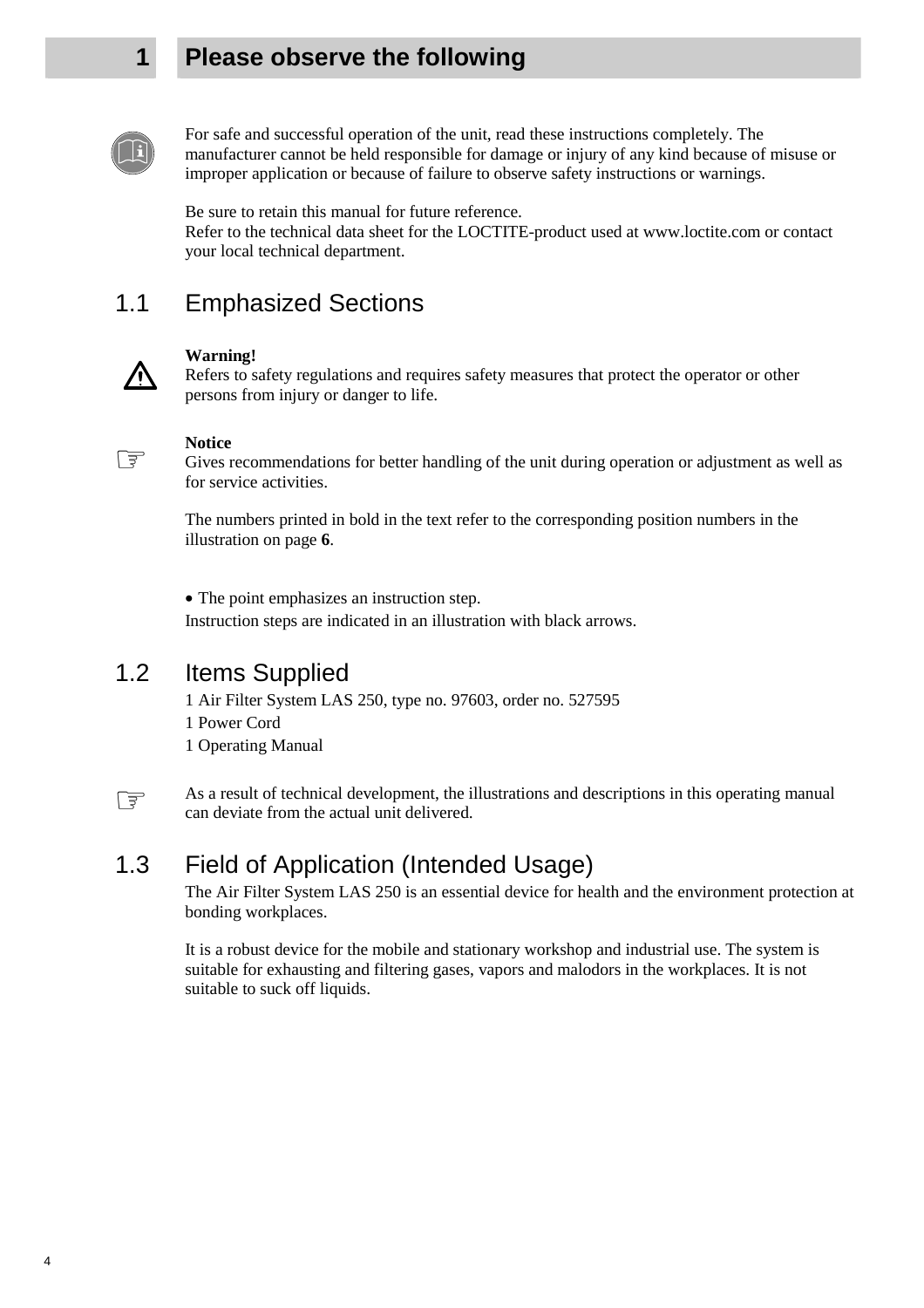# 1 Please observe the following

For safe and successful operation of the unit, read these instructions completely. The manufacturer cannot be held responsible for damage or injury of any kind because of misuse or improper application or because of failure to observe safety instructions or warnings.

Be sure to retain this manual for future reference.
Refer to the technical data sheet for the LOCTITE-product used at www.loctite.com or contact your local technical department.

## 1.1 Emphasized Sections

**Warning!**
Refers to safety regulations and requires safety measures that protect the operator or other persons from injury or danger to life.

**Notice**
Gives recommendations for better handling of the unit during operation or adjustment as well as for service activities.

The numbers printed in bold in the text refer to the corresponding position numbers in the illustration on page **6**.

- The point emphasizes an instruction step.

Instruction steps are indicated in an illustration with black arrows.

## 1.2 Items Supplied

1 Air Filter System LAS 250, type no. 97603, order no. 527595
1 Power Cord
1 Operating Manual

As a result of technical development, the illustrations and descriptions in this operating manual can deviate from the actual unit delivered.

## 1.3 Field of Application (Intended Usage)

The Air Filter System LAS 250 is an essential device for health and the environment protection at bonding workplaces.

It is a robust device for the mobile and stationary workshop and industrial use. The system is suitable for exhausting and filtering gases, vapors and malodors in the workplaces. It is not suitable to suck off liquids.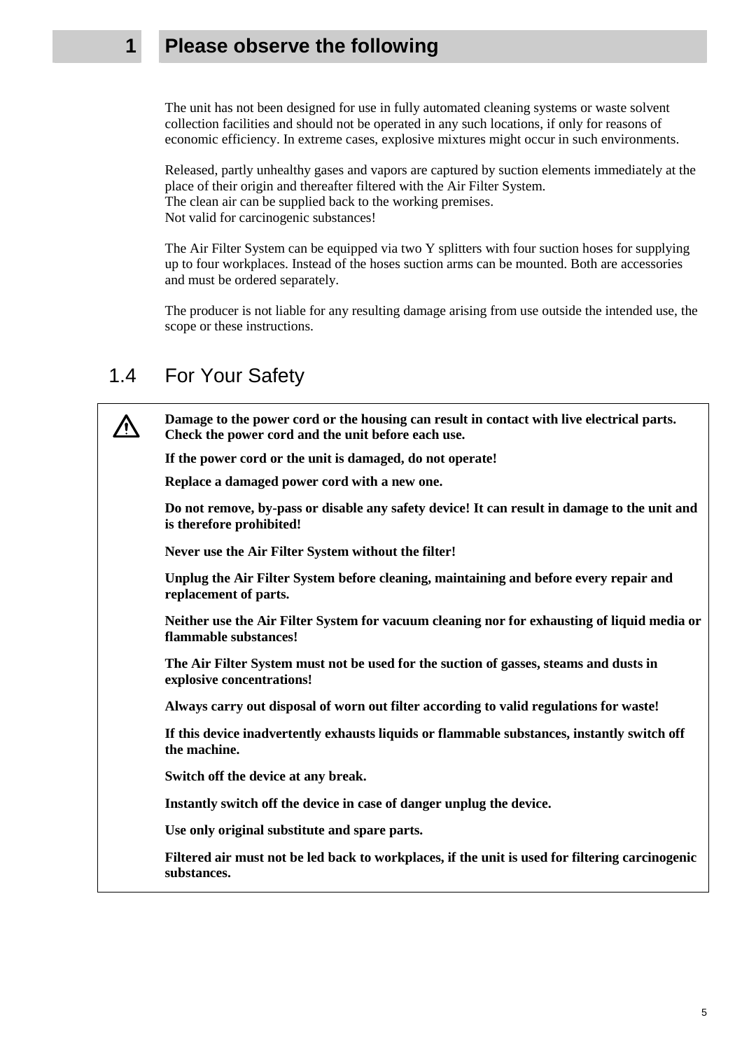# 1 Please observe the following

The unit has not been designed for use in fully automated cleaning systems or waste solvent collection facilities and should not be operated in any such locations, if only for reasons of economic efficiency. In extreme cases, explosive mixtures might occur in such environments.

Released, partly unhealthy gases and vapors are captured by suction elements immediately at the place of their origin and thereafter filtered with the Air Filter System.
The clean air can be supplied back to the working premises.
Not valid for carcinogenic substances!

The Air Filter System can be equipped via two Y splitters with four suction hoses for supplying up to four workplaces. Instead of the hoses suction arms can be mounted. Both are accessories and must be ordered separately.

The producer is not liable for any resulting damage arising from use outside the intended use, the scope or these instructions.

## 1.4 For Your Safety

⚠

**Damage to the power cord or the housing can result in contact with live electrical parts. Check the power cord and the unit before each use.**

**If the power cord or the unit is damaged, do not operate!**

**Replace a damaged power cord with a new one.**

**Do not remove, by-pass or disable any safety device! It can result in damage to the unit and is therefore prohibited!**

**Never use the Air Filter System without the filter!**

**Unplug the Air Filter System before cleaning, maintaining and before every repair and replacement of parts.**

**Neither use the Air Filter System for vacuum cleaning nor for exhausting of liquid media or flammable substances!**

**The Air Filter System must not be used for the suction of gasses, steams and dusts in explosive concentrations!**

**Always carry out disposal of worn out filter according to valid regulations for waste!**

**If this device inadvertently exhausts liquids or flammable substances, instantly switch off the machine.**

**Switch off the device at any break.**

**Instantly switch off the device in case of danger unplug the device.**

**Use only original substitute and spare parts.**

**Filtered air must not be led back to workplaces, if the unit is used for filtering carcinogenic substances.**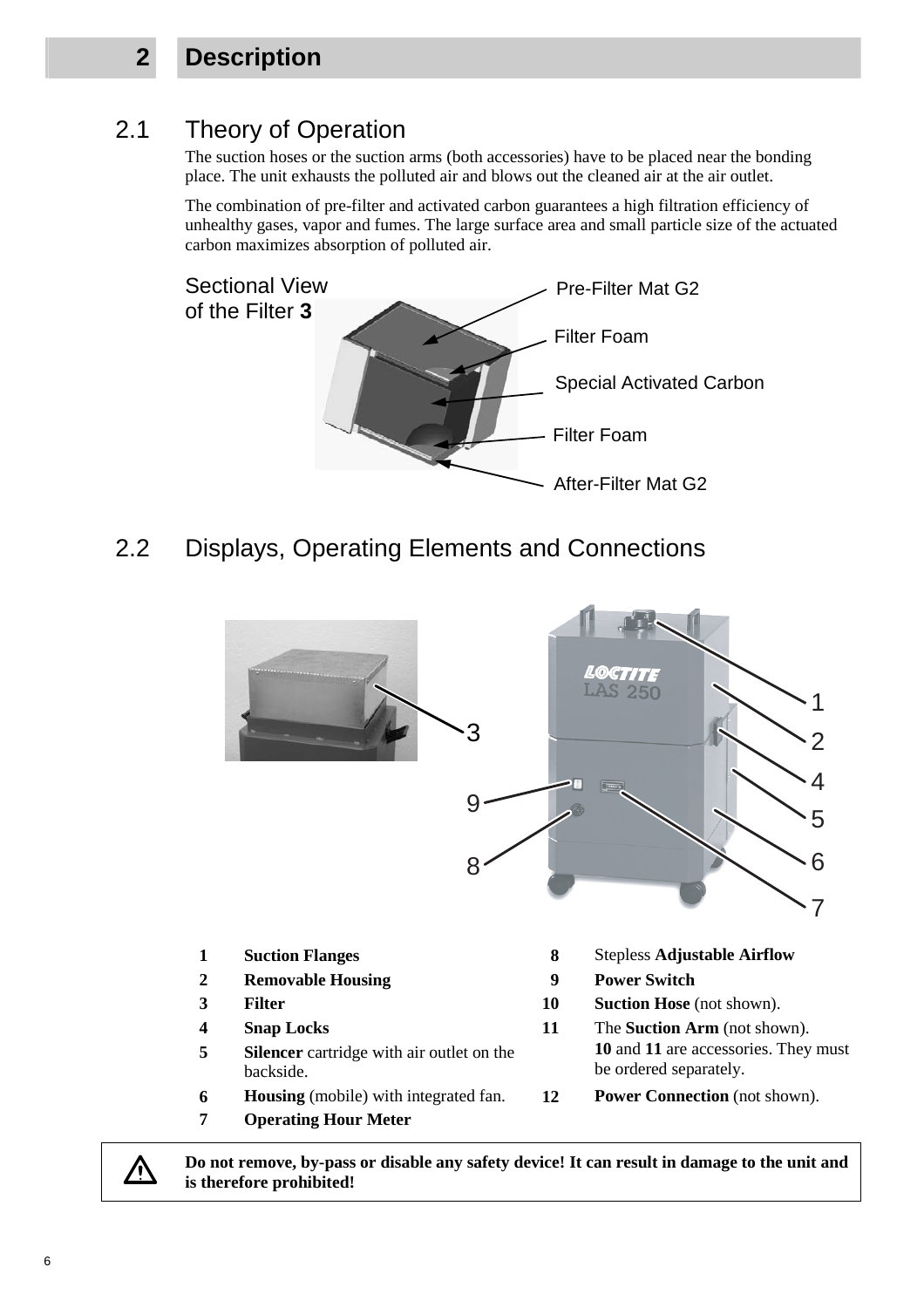# 2 Description

## 2.1 Theory of Operation

The suction hoses or the suction arms (both accessories) have to be placed near the bonding place. The unit exhausts the polluted air and blows out the cleaned air at the air outlet.

The combination of pre-filter and activated carbon guarantees a high filtration efficiency of unhealthy gases, vapor and fumes. The large surface area and small particle size of the actuated carbon maximizes absorption of polluted air.

Sectional View of the Filter **3**

- Pre-Filter Mat G2
- Filter Foam
- Special Activated Carbon
- Filter Foam
- After-Filter Mat G2

## 2.2 Displays, Operating Elements and Connections

| | | | |
|---|---|---|---|
| **1** | **Suction Flanges** | **8** | Stepless **Adjustable Airflow** |
| **2** | **Removable Housing** | **9** | **Power Switch** |
| **3** | **Filter** | **10** | **Suction Hose** (not shown). |
| **4** | **Snap Locks** | **11** | The **Suction Arm** (not shown). **10** and **11** are accessories. They must be ordered separately. |
| **5** | **Silencer** cartridge with air outlet on the backside. | | |
| **6** | **Housing** (mobile) with integrated fan. | **12** | **Power Connection** (not shown). |
| **7** | **Operating Hour Meter** | | |

⚠ **Do not remove, by-pass or disable any safety device! It can result in damage to the unit and is therefore prohibited!**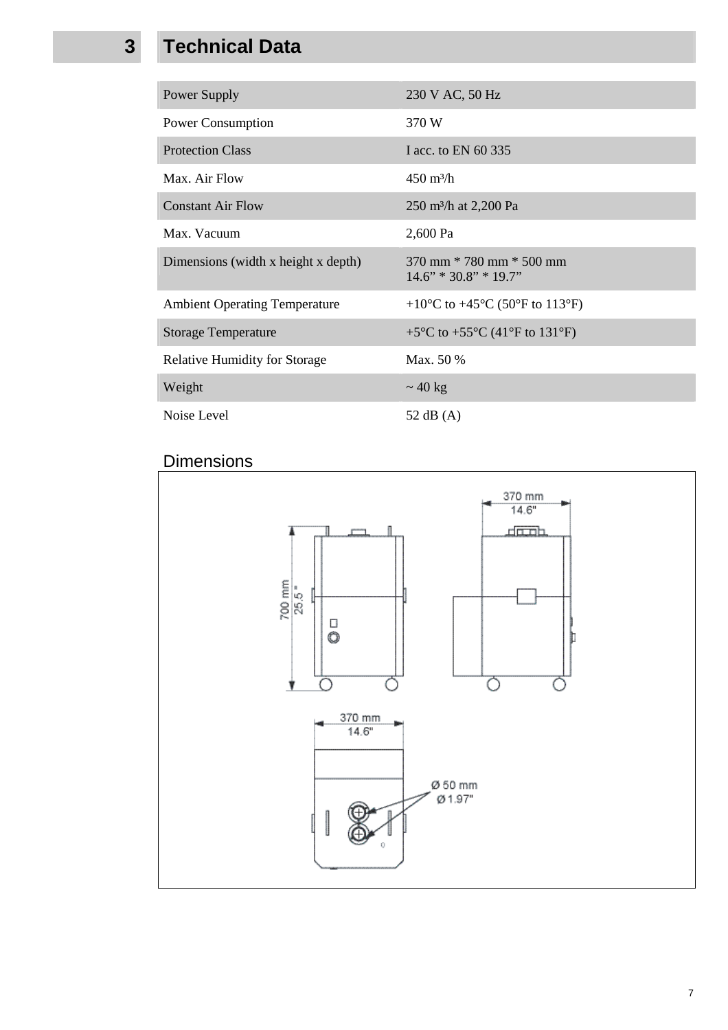# 3 Technical Data

| | |
|---|---|
| Power Supply | 230 V AC, 50 Hz |
| Power Consumption | 370 W |
| Protection Class | I acc. to EN 60 335 |
| Max. Air Flow | 450 m³/h |
| Constant Air Flow | 250 m³/h at 2,200 Pa |
| Max. Vacuum | 2,600 Pa |
| Dimensions (width x height x depth) | 370 mm * 780 mm * 500 mm<br>14.6" * 30.8" * 19.7" |
| Ambient Operating Temperature | +10°C to +45°C (50°F to 113°F) |
| Storage Temperature | +5°C to +55°C (41°F to 131°F) |
| Relative Humidity for Storage | Max. 50 % |
| Weight | ~ 40 kg |
| Noise Level | 52 dB (A) |

## Dimensions

700 mm
25.5"

370 mm
14.6"

370 mm
14.6"

Ø 50 mm
Ø 1.97"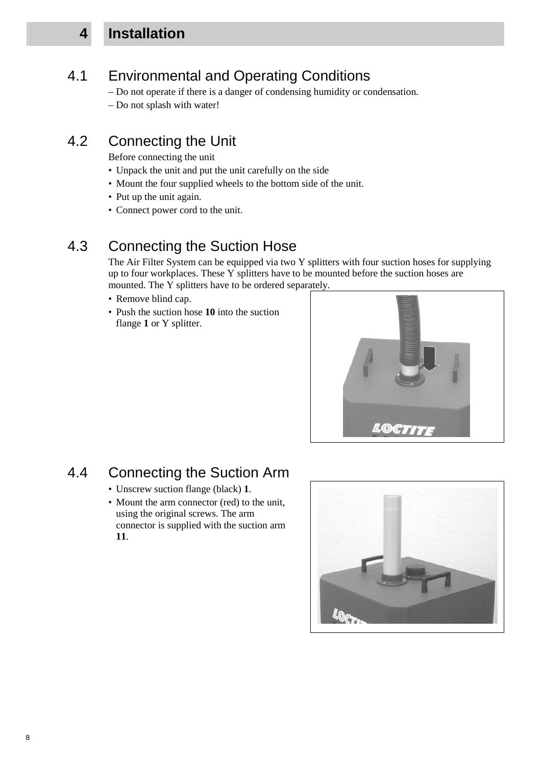# 4 Installation

## 4.1 Environmental and Operating Conditions

– Do not operate if there is a danger of condensing humidity or condensation.

– Do not splash with water!

## 4.2 Connecting the Unit

Before connecting the unit

- Unpack the unit and put the unit carefully on the side
- Mount the four supplied wheels to the bottom side of the unit.
- Put up the unit again.
- Connect power cord to the unit.

## 4.3 Connecting the Suction Hose

The Air Filter System can be equipped via two Y splitters with four suction hoses for supplying up to four workplaces. These Y splitters have to be mounted before the suction hoses are mounted. The Y splitters have to be ordered separately.

- Remove blind cap.
- Push the suction hose **10** into the suction flange **1** or Y splitter.

## 4.4 Connecting the Suction Arm

- Unscrew suction flange (black) **1**.
- Mount the arm connector (red) to the unit, using the original screws. The arm connector is supplied with the suction arm **11**.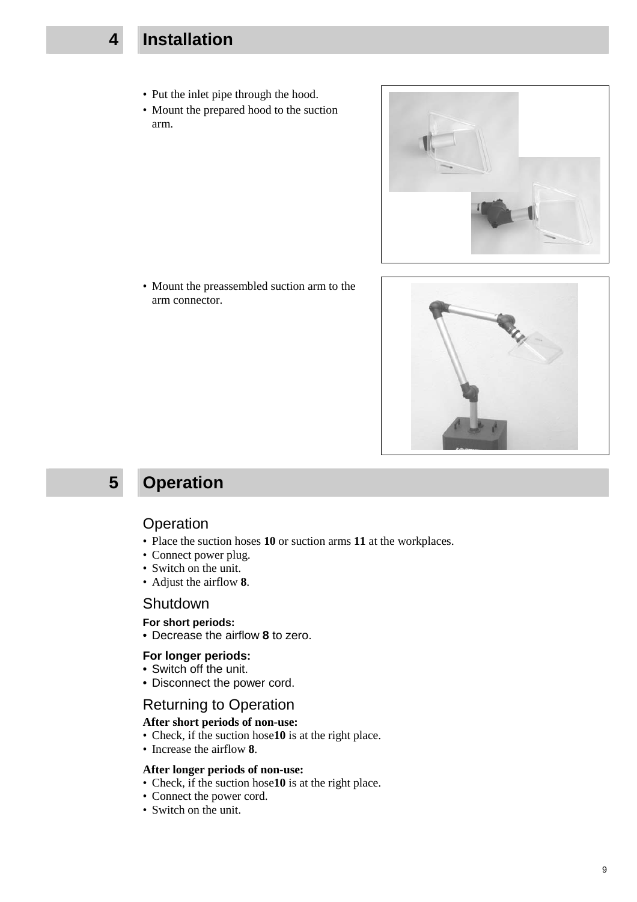# 4 Installation

- Put the inlet pipe through the hood.
- Mount the prepared hood to the suction arm.

- Mount the preassembled suction arm to the arm connector.

# 5 Operation

## Operation

- Place the suction hoses **10** or suction arms **11** at the workplaces.
- Connect power plug.
- Switch on the unit.
- Adjust the airflow **8**.

## Shutdown

**For short periods:**

- Decrease the airflow **8** to zero.

**For longer periods:**

- Switch off the unit.
- Disconnect the power cord.

## Returning to Operation

**After short periods of non-use:**

- Check, if the suction hose**10** is at the right place.
- Increase the airflow **8**.

**After longer periods of non-use:**

- Check, if the suction hose**10** is at the right place.
- Connect the power cord.
- Switch on the unit.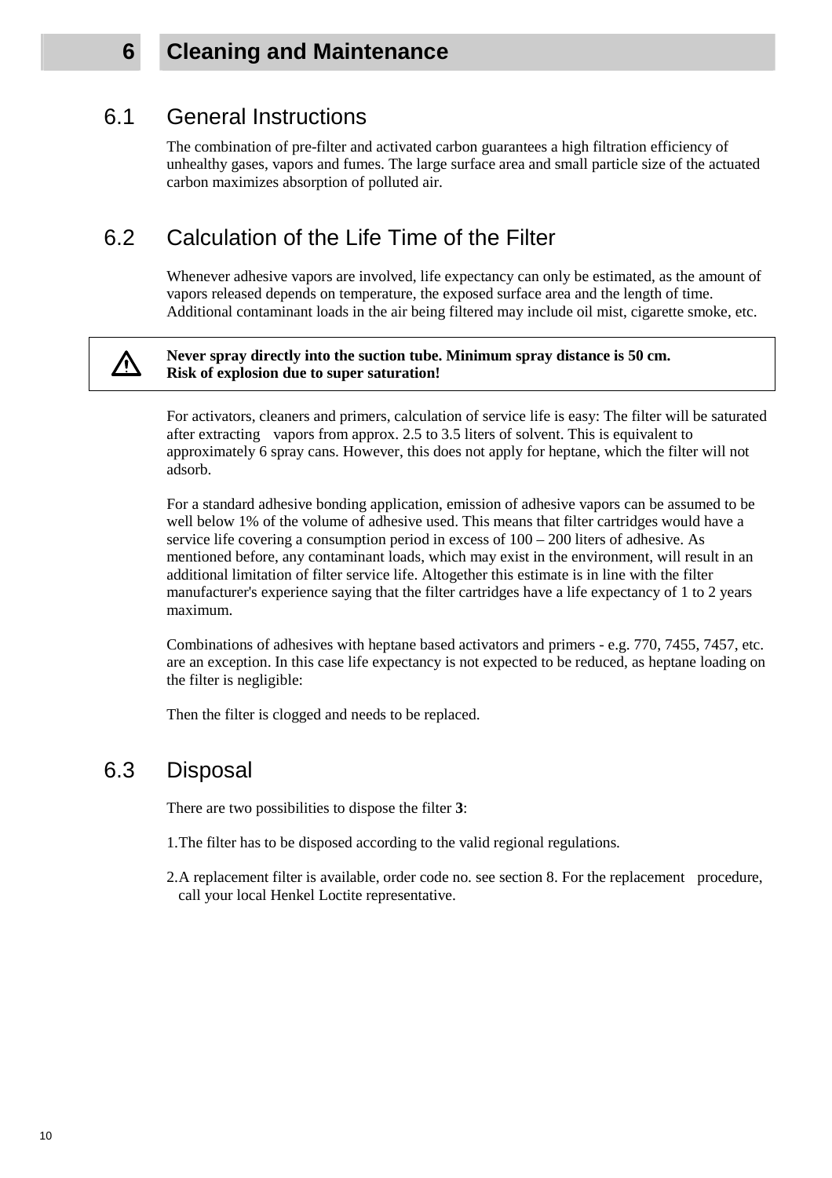# 6 Cleaning and Maintenance

## 6.1 General Instructions

The combination of pre-filter and activated carbon guarantees a high filtration efficiency of unhealthy gases, vapors and fumes. The large surface area and small particle size of the actuated carbon maximizes absorption of polluted air.

## 6.2 Calculation of the Life Time of the Filter

Whenever adhesive vapors are involved, life expectancy can only be estimated, as the amount of vapors released depends on temperature, the exposed surface area and the length of time. Additional contaminant loads in the air being filtered may include oil mist, cigarette smoke, etc.

> ⚠ **Never spray directly into the suction tube. Minimum spray distance is 50 cm.**
> **Risk of explosion due to super saturation!**

For activators, cleaners and primers, calculation of service life is easy: The filter will be saturated after extracting vapors from approx. 2.5 to 3.5 liters of solvent. This is equivalent to approximately 6 spray cans. However, this does not apply for heptane, which the filter will not adsorb.

For a standard adhesive bonding application, emission of adhesive vapors can be assumed to be well below 1% of the volume of adhesive used. This means that filter cartridges would have a service life covering a consumption period in excess of 100 – 200 liters of adhesive. As mentioned before, any contaminant loads, which may exist in the environment, will result in an additional limitation of filter service life. Altogether this estimate is in line with the filter manufacturer's experience saying that the filter cartridges have a life expectancy of 1 to 2 years maximum.

Combinations of adhesives with heptane based activators and primers - e.g. 770, 7455, 7457, etc. are an exception. In this case life expectancy is not expected to be reduced, as heptane loading on the filter is negligible:

Then the filter is clogged and needs to be replaced.

## 6.3 Disposal

There are two possibilities to dispose the filter **3**:

1. The filter has to be disposed according to the valid regional regulations.
2. A replacement filter is available, order code no. see section 8. For the replacement procedure, call your local Henkel Loctite representative.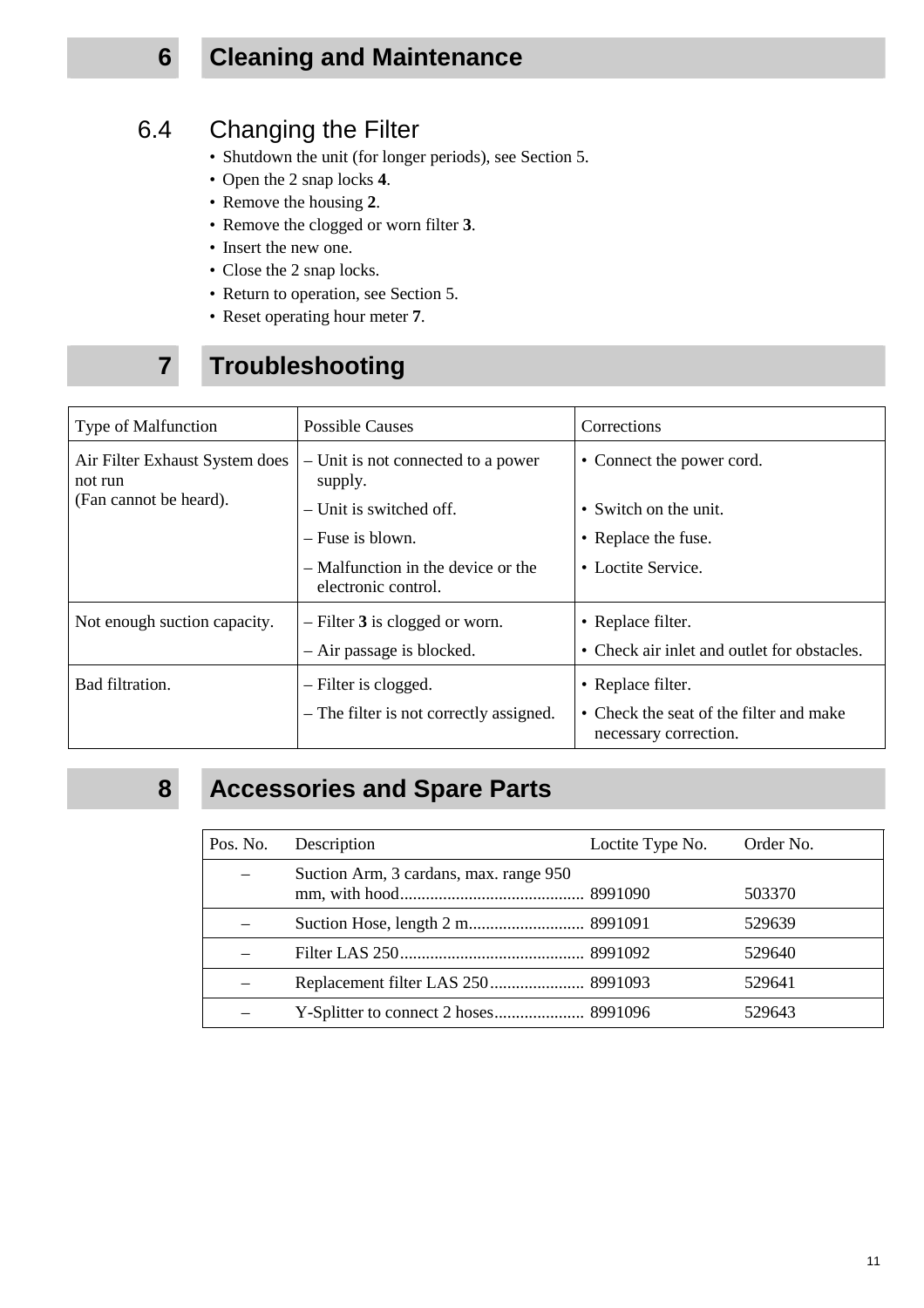# 6 Cleaning and Maintenance

## 6.4 Changing the Filter

- Shutdown the unit (for longer periods), see Section 5.
- Open the 2 snap locks **4**.
- Remove the housing **2**.
- Remove the clogged or worn filter **3**.
- Insert the new one.
- Close the 2 snap locks.
- Return to operation, see Section 5.
- Reset operating hour meter **7**.

# 7 Troubleshooting

| Type of Malfunction | Possible Causes | Corrections |
|---|---|---|
| Air Filter Exhaust System does not run (Fan cannot be heard). | – Unit is not connected to a power supply.<br>– Unit is switched off.<br>– Fuse is blown.<br>– Malfunction in the device or the electronic control. | • Connect the power cord.<br>• Switch on the unit.<br>• Replace the fuse.<br>• Loctite Service. |
| Not enough suction capacity. | – Filter **3** is clogged or worn.<br>– Air passage is blocked. | • Replace filter.<br>• Check air inlet and outlet for obstacles. |
| Bad filtration. | – Filter is clogged.<br>– The filter is not correctly assigned. | • Replace filter.<br>• Check the seat of the filter and make necessary correction. |

# 8 Accessories and Spare Parts

| Pos. No. | Description | Loctite Type No. | Order No. |
|---|---|---|---|
| – | Suction Arm, 3 cardans, max. range 950 mm, with hood | 8991090 | 503370 |
| – | Suction Hose, length 2 m | 8991091 | 529639 |
| – | Filter LAS 250 | 8991092 | 529640 |
| – | Replacement filter LAS 250 | 8991093 | 529641 |
| – | Y-Splitter to connect 2 hoses | 8991096 | 529643 |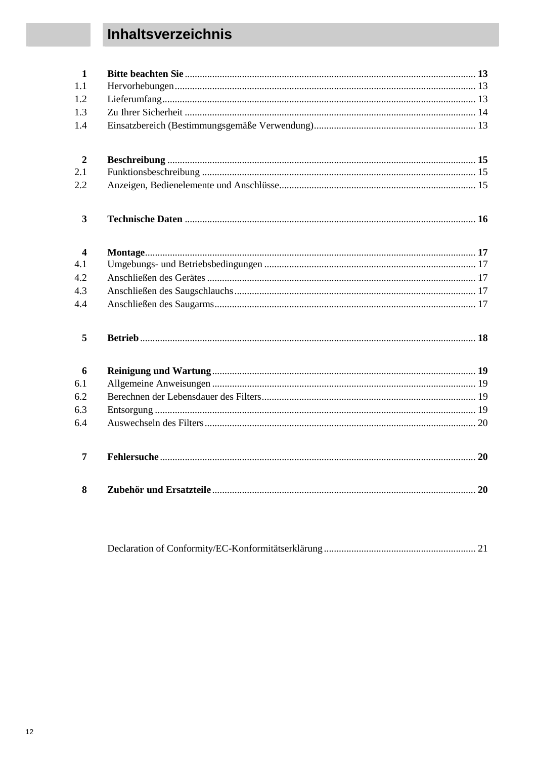# Inhaltsverzeichnis

| | | |
|---|---|---|
| **1** | **Bitte beachten Sie** | **13** |
| 1.1 | Hervorhebungen | 13 |
| 1.2 | Lieferumfang | 13 |
| 1.3 | Zu Ihrer Sicherheit | 14 |
| 1.4 | Einsatzbereich (Bestimmungsgemäße Verwendung) | 13 |
| **2** | **Beschreibung** | **15** |
| 2.1 | Funktionsbeschreibung | 15 |
| 2.2 | Anzeigen, Bedienelemente und Anschlüsse | 15 |
| **3** | **Technische Daten** | **16** |
| **4** | **Montage** | **17** |
| 4.1 | Umgebungs- und Betriebsbedingungen | 17 |
| 4.2 | Anschließen des Gerätes | 17 |
| 4.3 | Anschließen des Saugschlauchs | 17 |
| 4.4 | Anschließen des Saugarms | 17 |
| **5** | **Betrieb** | **18** |
| **6** | **Reinigung und Wartung** | **19** |
| 6.1 | Allgemeine Anweisungen | 19 |
| 6.2 | Berechnen der Lebensdauer des Filters | 19 |
| 6.3 | Entsorgung | 19 |
| 6.4 | Auswechseln des Filters | 20 |
| **7** | **Fehlersuche** | **20** |
| **8** | **Zubehör und Ersatzteile** | **20** |
| | Declaration of Conformity/EC-Konformitätserklärung | 21 |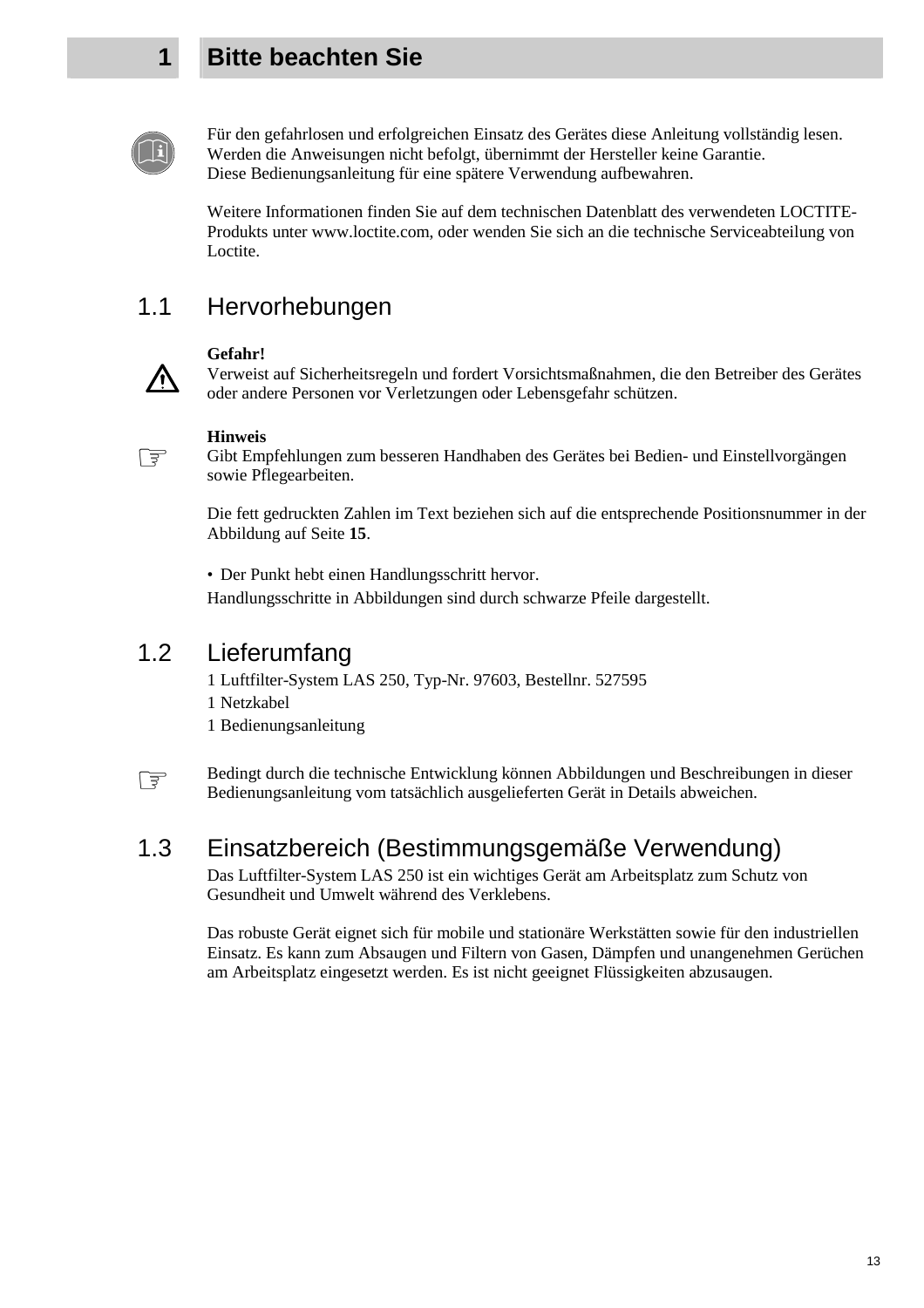# 1 Bitte beachten Sie

Für den gefahrlosen und erfolgreichen Einsatz des Gerätes diese Anleitung vollständig lesen. Werden die Anweisungen nicht befolgt, übernimmt der Hersteller keine Garantie.
Diese Bedienungsanleitung für eine spätere Verwendung aufbewahren.

Weitere Informationen finden Sie auf dem technischen Datenblatt des verwendeten LOCTITE-Produkts unter www.loctite.com, oder wenden Sie sich an die technische Serviceabteilung von Loctite.

## 1.1 Hervorhebungen

**Gefahr!**
Verweist auf Sicherheitsregeln und fordert Vorsichtsmaßnahmen, die den Betreiber des Gerätes oder andere Personen vor Verletzungen oder Lebensgefahr schützen.

**Hinweis**
Gibt Empfehlungen zum besseren Handhaben des Gerätes bei Bedien- und Einstellvorgängen sowie Pflegearbeiten.

Die fett gedruckten Zahlen im Text beziehen sich auf die entsprechende Positionsnummer in der Abbildung auf Seite **15**.

- Der Punkt hebt einen Handlungsschritt hervor.

Handlungsschritte in Abbildungen sind durch schwarze Pfeile dargestellt.

## 1.2 Lieferumfang

1 Luftfilter-System LAS 250, Typ-Nr. 97603, Bestellnr. 527595
1 Netzkabel
1 Bedienungsanleitung

Bedingt durch die technische Entwicklung können Abbildungen und Beschreibungen in dieser Bedienungsanleitung vom tatsächlich ausgelieferten Gerät in Details abweichen.

## 1.3 Einsatzbereich (Bestimmungsgemäße Verwendung)

Das Luftfilter-System LAS 250 ist ein wichtiges Gerät am Arbeitsplatz zum Schutz von Gesundheit und Umwelt während des Verklebens.

Das robuste Gerät eignet sich für mobile und stationäre Werkstätten sowie für den industriellen Einsatz. Es kann zum Absaugen und Filtern von Gasen, Dämpfen und unangenehmen Gerüchen am Arbeitsplatz eingesetzt werden. Es ist nicht geeignet Flüssigkeiten abzusaugen.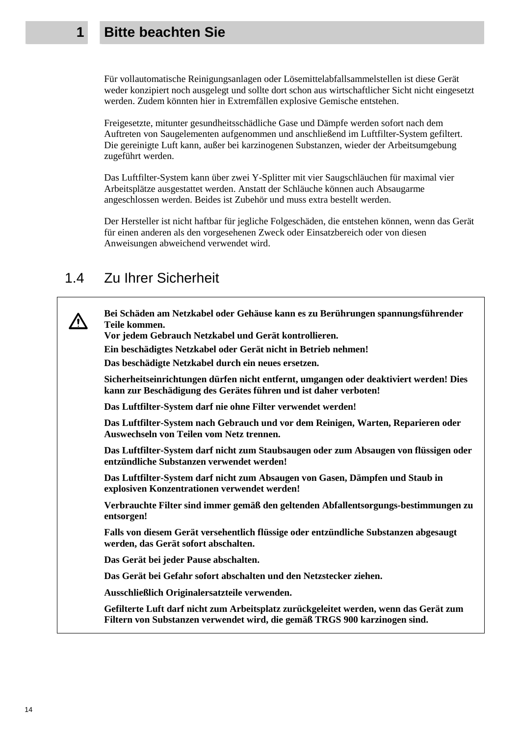# 1 Bitte beachten Sie

Für vollautomatische Reinigungsanlagen oder Lösemittelabfallsammelstellen ist diese Gerät weder konzipiert noch ausgelegt und sollte dort schon aus wirtschaftlicher Sicht nicht eingesetzt werden. Zudem könnten hier in Extremfällen explosive Gemische entstehen.

Freigesetzte, mitunter gesundheitsschädliche Gase und Dämpfe werden sofort nach dem Auftreten von Saugelementen aufgenommen und anschließend im Luftfilter-System gefiltert. Die gereinigte Luft kann, außer bei karzinogenen Substanzen, wieder der Arbeitsumgebung zugeführt werden.

Das Luftfilter-System kann über zwei Y-Splitter mit vier Saugschläuchen für maximal vier Arbeitsplätze ausgestattet werden. Anstatt der Schläuche können auch Absaugarme angeschlossen werden. Beides ist Zubehör und muss extra bestellt werden.

Der Hersteller ist nicht haftbar für jegliche Folgeschäden, die entstehen können, wenn das Gerät für einen anderen als den vorgesehenen Zweck oder Einsatzbereich oder von diesen Anweisungen abweichend verwendet wird.

## 1.4 Zu Ihrer Sicherheit

⚠

**Bei Schäden am Netzkabel oder Gehäuse kann es zu Berührungen spannungsführender Teile kommen.**
**Vor jedem Gebrauch Netzkabel und Gerät kontrollieren.**

**Ein beschädigtes Netzkabel oder Gerät nicht in Betrieb nehmen!**

**Das beschädigte Netzkabel durch ein neues ersetzen.**

**Sicherheitseinrichtungen dürfen nicht entfernt, umgangen oder deaktiviert werden! Dies kann zur Beschädigung des Gerätes führen und ist daher verboten!**

**Das Luftfilter-System darf nie ohne Filter verwendet werden!**

**Das Luftfilter-System nach Gebrauch und vor dem Reinigen, Warten, Reparieren oder Auswechseln von Teilen vom Netz trennen.**

**Das Luftfilter-System darf nicht zum Staubsaugen oder zum Absaugen von flüssigen oder entzündliche Substanzen verwendet werden!**

**Das Luftfilter-System darf nicht zum Absaugen von Gasen, Dämpfen und Staub in explosiven Konzentrationen verwendet werden!**

**Verbrauchte Filter sind immer gemäß den geltenden Abfallentsorgungs-bestimmungen zu entsorgen!**

**Falls von diesem Gerät versehentlich flüssige oder entzündliche Substanzen abgesaugt werden, das Gerät sofort abschalten.**

**Das Gerät bei jeder Pause abschalten.**

**Das Gerät bei Gefahr sofort abschalten und den Netzstecker ziehen.**

**Ausschließlich Originalersatzteile verwenden.**

**Gefilterte Luft darf nicht zum Arbeitsplatz zurückgeleitet werden, wenn das Gerät zum Filtern von Substanzen verwendet wird, die gemäß TRGS 900 karzinogen sind.**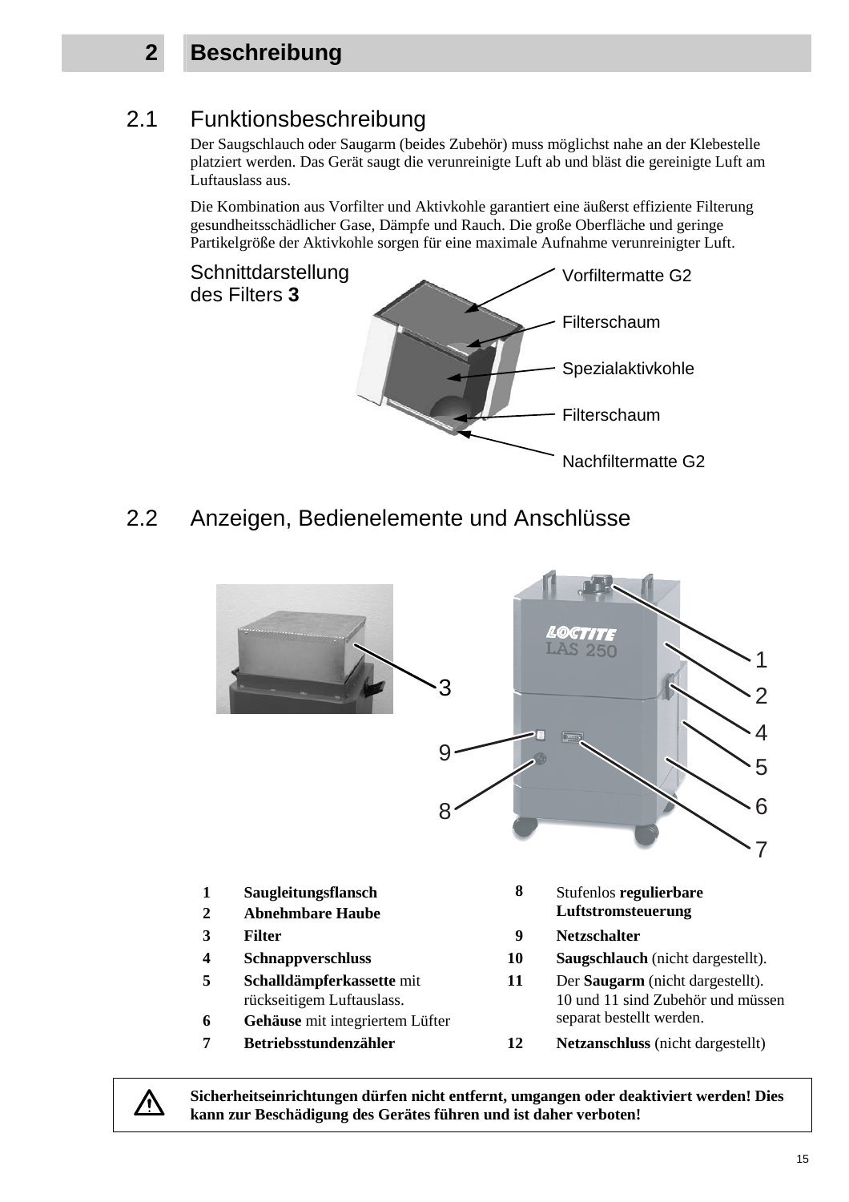# 2 Beschreibung

## 2.1 Funktionsbeschreibung

Der Saugschlauch oder Saugarm (beides Zubehör) muss möglichst nahe an der Klebestelle platziert werden. Das Gerät saugt die verunreinigte Luft ab und bläst die gereinigte Luft am Luftauslass aus.

Die Kombination aus Vorfilter und Aktivkohle garantiert eine äußerst effiziente Filterung gesundheitsschädlicher Gase, Dämpfe und Rauch. Die große Oberfläche und geringe Partikelgröße der Aktivkohle sorgen für eine maximale Aufnahme verunreinigter Luft.

Schnittdarstellung des Filters **3**

Vorfiltermatte G2

Filterschaum

Spezialaktivkohle

Filterschaum

Nachfiltermatte G2

## 2.2 Anzeigen, Bedienelemente und Anschlüsse

| | | | |
|---|---|---|---|
| **1** | **Saugleitungsflansch** | **8** | Stufenlos **regulierbare Luftstromsteuerung** |
| **2** | **Abnehmbare Haube** | | |
| **3** | **Filter** | **9** | **Netzschalter** |
| **4** | **Schnappverschluss** | **10** | **Saugschlauch** (nicht dargestellt). |
| **5** | **Schalldämpferkassette** mit rückseitigem Luftauslass. | **11** | Der **Saugarm** (nicht dargestellt). 10 und 11 sind Zubehör und müssen separat bestellt werden. |
| **6** | **Gehäuse** mit integriertem Lüfter | | |
| **7** | **Betriebsstundenzähler** | **12** | **Netzanschluss** (nicht dargestellt) |

⚠ **Sicherheitseinrichtungen dürfen nicht entfernt, umgangen oder deaktiviert werden! Dies kann zur Beschädigung des Gerätes führen und ist daher verboten!**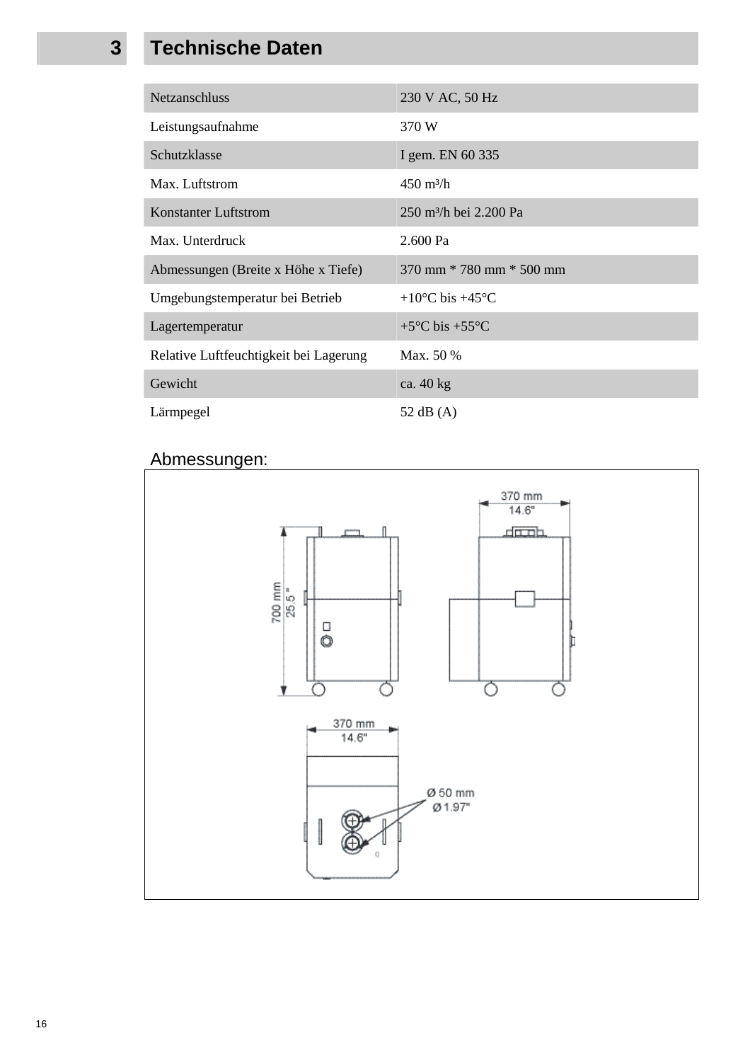# 3 Technische Daten

| Netzanschluss | 230 V AC, 50 Hz |
|---|---|
| Leistungsaufnahme | 370 W |
| Schutzklasse | I gem. EN 60 335 |
| Max. Luftstrom | 450 m³/h |
| Konstanter Luftstrom | 250 m³/h bei 2.200 Pa |
| Max. Unterdruck | 2.600 Pa |
| Abmessungen (Breite x Höhe x Tiefe) | 370 mm * 780 mm * 500 mm |
| Umgebungstemperatur bei Betrieb | +10°C bis +45°C |
| Lagertemperatur | +5°C bis +55°C |
| Relative Luftfeuchtigkeit bei Lagerung | Max. 50 % |
| Gewicht | ca. 40 kg |
| Lärmpegel | 52 dB (A) |

Abmessungen:

370 mm
14.6"

700 mm
25.5"

370 mm
14.6"

Ø 50 mm
Ø 1.97"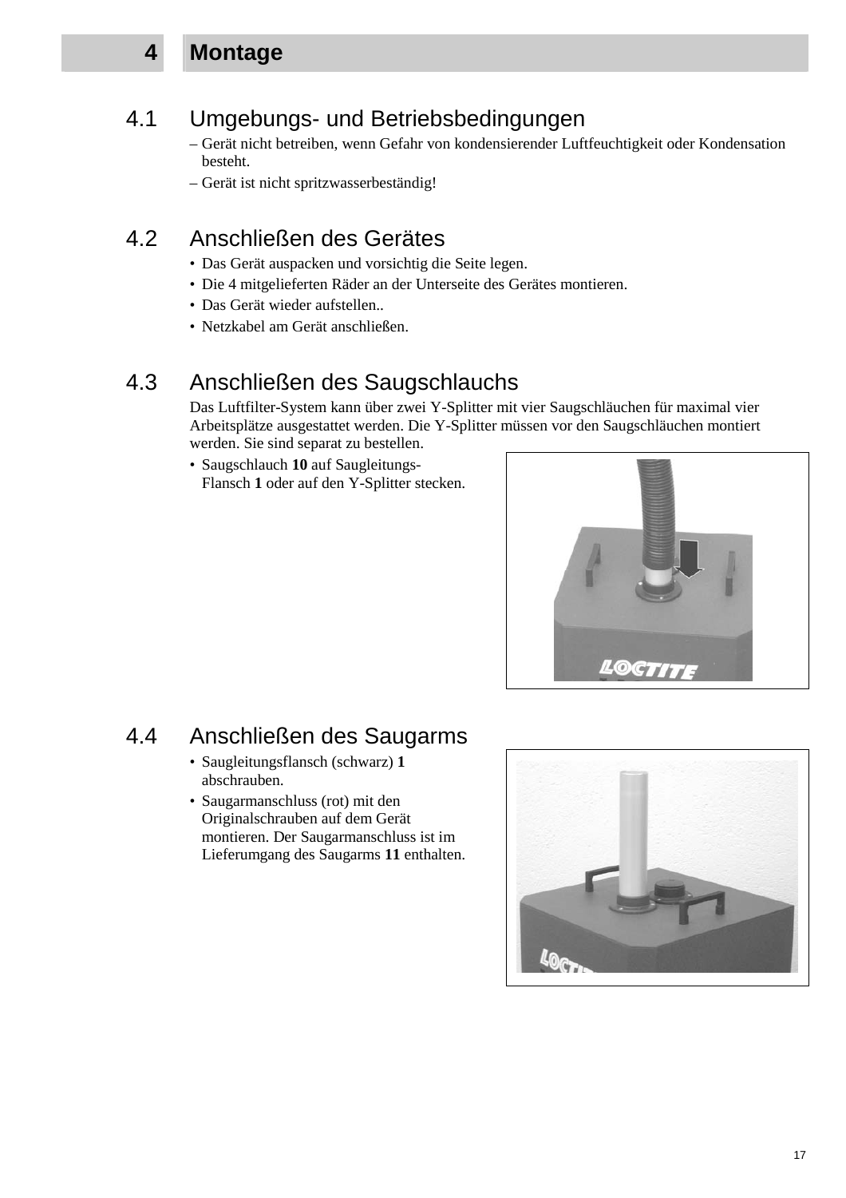# 4 Montage

## 4.1 Umgebungs- und Betriebsbedingungen

– Gerät nicht betreiben, wenn Gefahr von kondensierender Luftfeuchtigkeit oder Kondensation besteht.

– Gerät ist nicht spritzwasserbeständig!

## 4.2 Anschließen des Gerätes

- Das Gerät auspacken und vorsichtig die Seite legen.
- Die 4 mitgelieferten Räder an der Unterseite des Gerätes montieren.
- Das Gerät wieder aufstellen..
- Netzkabel am Gerät anschließen.

## 4.3 Anschließen des Saugschlauchs

Das Luftfilter-System kann über zwei Y-Splitter mit vier Saugschläuchen für maximal vier Arbeitsplätze ausgestattet werden. Die Y-Splitter müssen vor den Saugschläuchen montiert werden. Sie sind separat zu bestellen.

- Saugschlauch **10** auf Saugleitungs-Flansch **1** oder auf den Y-Splitter stecken.

## 4.4 Anschließen des Saugarms

- Saugleitungsflansch (schwarz) **1** abschrauben.
- Saugarmanschluss (rot) mit den Originalschrauben auf dem Gerät montieren. Der Saugarmanschluss ist im Lieferumgang des Saugarms **11** enthalten.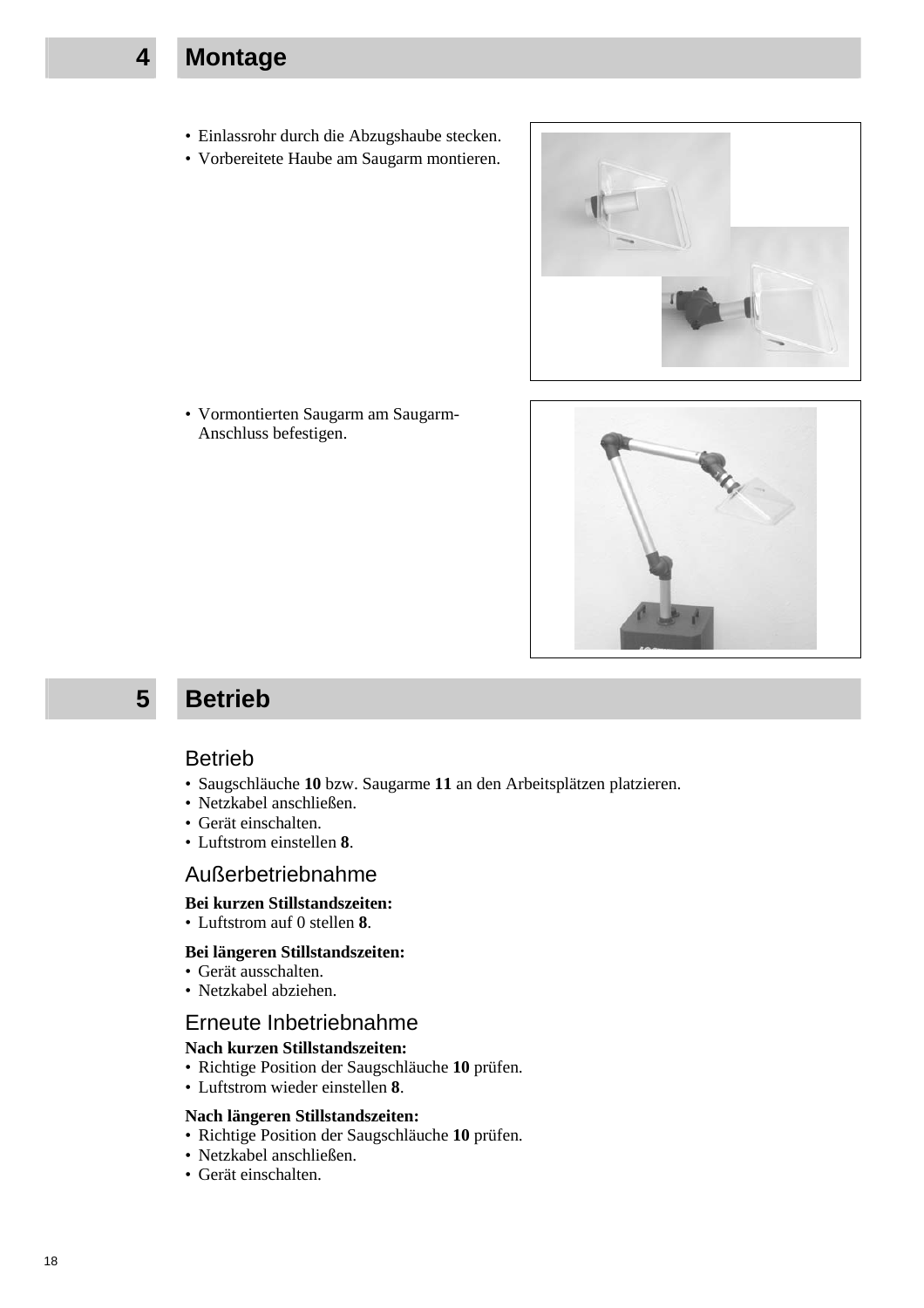# 4 Montage

- Einlassrohr durch die Abzugshaube stecken.
- Vorbereitete Haube am Saugarm montieren.

- Vormontierten Saugarm am Saugarm-Anschluss befestigen.

# 5 Betrieb

## Betrieb

- Saugschläuche **10** bzw. Saugarme **11** an den Arbeitsplätzen platzieren.
- Netzkabel anschließen.
- Gerät einschalten.
- Luftstrom einstellen **8**.

## Außerbetriebnahme

**Bei kurzen Stillstandszeiten:**

- Luftstrom auf 0 stellen **8**.

**Bei längeren Stillstandszeiten:**

- Gerät ausschalten.
- Netzkabel abziehen.

## Erneute Inbetriebnahme

**Nach kurzen Stillstandszeiten:**

- Richtige Position der Saugschläuche **10** prüfen.
- Luftstrom wieder einstellen **8**.

**Nach längeren Stillstandszeiten:**

- Richtige Position der Saugschläuche **10** prüfen.
- Netzkabel anschließen.
- Gerät einschalten.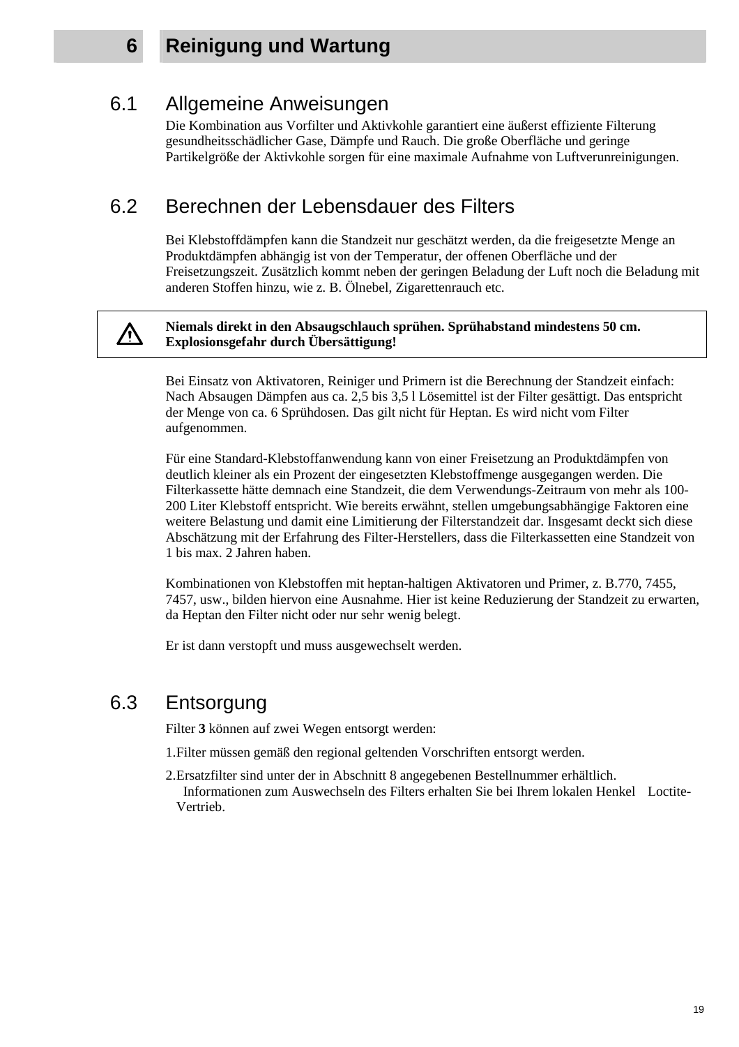# 6 Reinigung und Wartung

## 6.1 Allgemeine Anweisungen

Die Kombination aus Vorfilter und Aktivkohle garantiert eine äußerst effiziente Filterung gesundheitsschädlicher Gase, Dämpfe und Rauch. Die große Oberfläche und geringe Partikelgröße der Aktivkohle sorgen für eine maximale Aufnahme von Luftverunreinigungen.

## 6.2 Berechnen der Lebensdauer des Filters

Bei Klebstoffdämpfen kann die Standzeit nur geschätzt werden, da die freigesetzte Menge an Produktdämpfen abhängig ist von der Temperatur, der offenen Oberfläche und der Freisetzungszeit. Zusätzlich kommt neben der geringen Beladung der Luft noch die Beladung mit anderen Stoffen hinzu, wie z. B. Ölnebel, Zigarettenrauch etc.

⚠ **Niemals direkt in den Absaugschlauch sprühen. Sprühabstand mindestens 50 cm. Explosionsgefahr durch Übersättigung!**

Bei Einsatz von Aktivatoren, Reiniger und Primern ist die Berechnung der Standzeit einfach: Nach Absaugen Dämpfen aus ca. 2,5 bis 3,5 l Lösemittel ist der Filter gesättigt. Das entspricht der Menge von ca. 6 Sprühdosen. Das gilt nicht für Heptan. Es wird nicht vom Filter aufgenommen.

Für eine Standard-Klebstoffanwendung kann von einer Freisetzung an Produktdämpfen von deutlich kleiner als ein Prozent der eingesetzten Klebstoffmenge ausgegangen werden. Die Filterkassette hätte demnach eine Standzeit, die dem Verwendungs-Zeitraum von mehr als 100-200 Liter Klebstoff entspricht. Wie bereits erwähnt, stellen umgebungsabhängige Faktoren eine weitere Belastung und damit eine Limitierung der Filterstandzeit dar. Insgesamt deckt sich diese Abschätzung mit der Erfahrung des Filter-Herstellers, dass die Filterkassetten eine Standzeit von 1 bis max. 2 Jahren haben.

Kombinationen von Klebstoffen mit heptan-haltigen Aktivatoren und Primer, z. B.770, 7455, 7457, usw., bilden hiervon eine Ausnahme. Hier ist keine Reduzierung der Standzeit zu erwarten, da Heptan den Filter nicht oder nur sehr wenig belegt.

Er ist dann verstopft und muss ausgewechselt werden.

## 6.3 Entsorgung

Filter **3** können auf zwei Wegen entsorgt werden:

1. Filter müssen gemäß den regional geltenden Vorschriften entsorgt werden.
2. Ersatzfilter sind unter der in Abschnitt 8 angegebenen Bestellnummer erhältlich. Informationen zum Auswechseln des Filters erhalten Sie bei Ihrem lokalen Henkel Loctite-Vertrieb.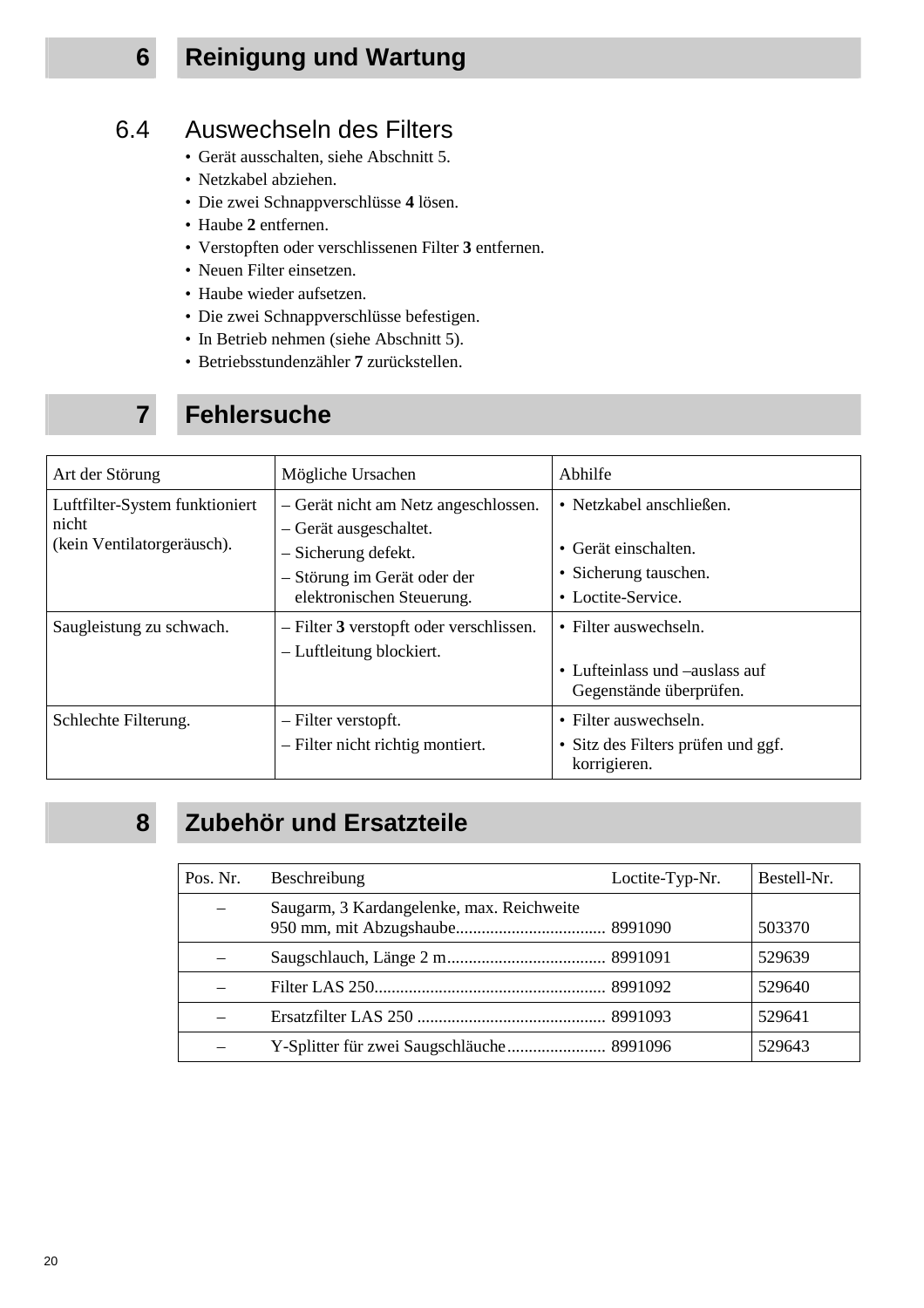# 6 Reinigung und Wartung

## 6.4 Auswechseln des Filters

- Gerät ausschalten, siehe Abschnitt 5.
- Netzkabel abziehen.
- Die zwei Schnappverschlüsse **4** lösen.
- Haube **2** entfernen.
- Verstopften oder verschlissenen Filter **3** entfernen.
- Neuen Filter einsetzen.
- Haube wieder aufsetzen.
- Die zwei Schnappverschlüsse befestigen.
- In Betrieb nehmen (siehe Abschnitt 5).
- Betriebsstundenzähler **7** zurückstellen.

# 7 Fehlersuche

| Art der Störung | Mögliche Ursachen | Abhilfe |
|---|---|---|
| Luftfilter-System funktioniert nicht (kein Ventilatorgeräusch). | – Gerät nicht am Netz angeschlossen.<br>– Gerät ausgeschaltet.<br>– Sicherung defekt.<br>– Störung im Gerät oder der elektronischen Steuerung. | • Netzkabel anschließen.<br>• Gerät einschalten.<br>• Sicherung tauschen.<br>• Loctite-Service. |
| Saugleistung zu schwach. | – Filter **3** verstopft oder verschlissen.<br>– Luftleitung blockiert. | • Filter auswechseln.<br>• Lufteinlass und –auslass auf Gegenstände überprüfen. |
| Schlechte Filterung. | – Filter verstopft.<br>– Filter nicht richtig montiert. | • Filter auswechseln.<br>• Sitz des Filters prüfen und ggf. korrigieren. |

# 8 Zubehör und Ersatzteile

| Pos. Nr. | Beschreibung | Loctite-Typ-Nr. | Bestell-Nr. |
|---|---|---|---|
| – | Saugarm, 3 Kardangelenke, max. Reichweite 950 mm, mit Abzugshaube | 8991090 | 503370 |
| – | Saugschlauch, Länge 2 m | 8991091 | 529639 |
| – | Filter LAS 250 | 8991092 | 529640 |
| – | Ersatzfilter LAS 250 | 8991093 | 529641 |
| – | Y-Splitter für zwei Saugschläuche | 8991096 | 529643 |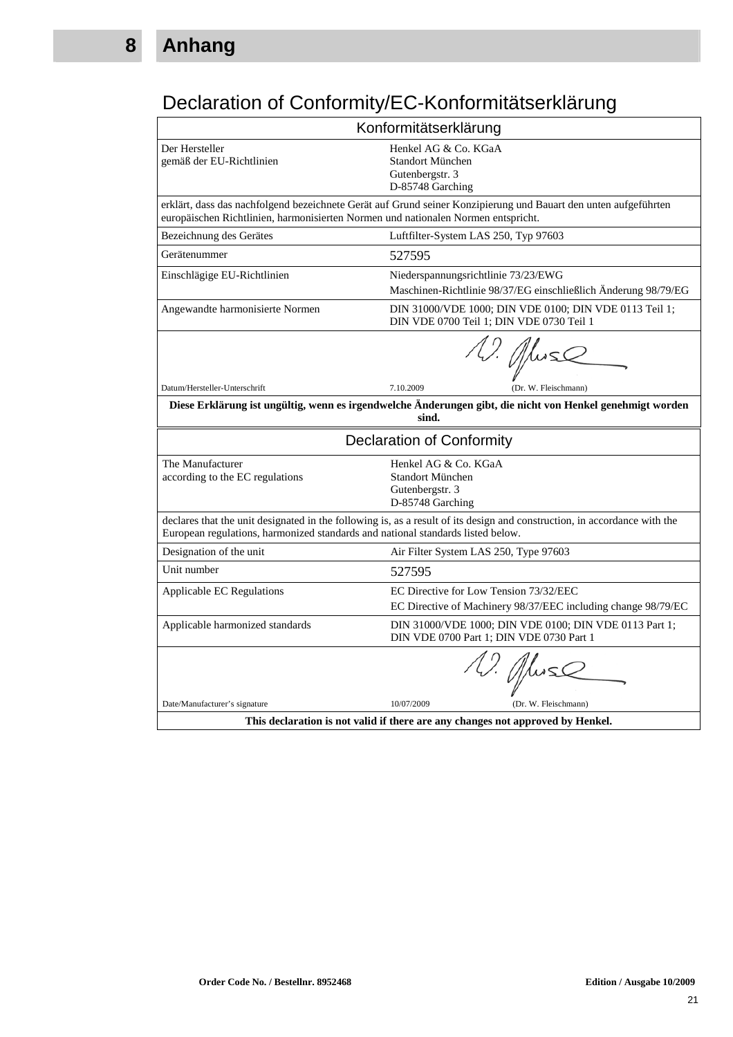# 8 Anhang

## Declaration of Conformity/EC-Konformitätserklärung

| Konformitätserklärung | |
|---|---|
| Der Hersteller<br>gemäß der EU-Richtlinien | Henkel AG & Co. KGaA<br>Standort München<br>Gutenbergstr. 3<br>D-85748 Garching |
| erklärt, dass das nachfolgend bezeichnete Gerät auf Grund seiner Konzipierung und Bauart den unten aufgeführten europäischen Richtlinien, harmonisierten Normen und nationalen Normen entspricht. | |
| Bezeichnung des Gerätes | Luftfilter-System LAS 250, Typ 97603 |
| Gerätenummer | 527595 |
| Einschlägige EU-Richtlinien | Niederspannungsrichtlinie 73/23/EWG<br>Maschinen-Richtlinie 98/37/EG einschließlich Änderung 98/79/EG |
| Angewandte harmonisierte Normen | DIN 31000/VDE 1000; DIN VDE 0100; DIN VDE 0113 Teil 1; DIN VDE 0700 Teil 1; DIN VDE 0730 Teil 1 |
| Datum/Hersteller-Unterschrift | 7.10.2009 (Dr. W. Fleischmann) |
| **Diese Erklärung ist ungültig, wenn es irgendwelche Änderungen gibt, die nicht von Henkel genehmigt worden sind.** | |

| Declaration of Conformity | |
|---|---|
| The Manufacturer<br>according to the EC regulations | Henkel AG & Co. KGaA<br>Standort München<br>Gutenbergstr. 3<br>D-85748 Garching |
| declares that the unit designated in the following is, as a result of its design and construction, in accordance with the European regulations, harmonized standards and national standards listed below. | |
| Designation of the unit | Air Filter System LAS 250, Type 97603 |
| Unit number | 527595 |
| Applicable EC Regulations | EC Directive for Low Tension 73/32/EEC<br>EC Directive of Machinery 98/37/EEC including change 98/79/EC |
| Applicable harmonized standards | DIN 31000/VDE 1000; DIN VDE 0100; DIN VDE 0113 Part 1; DIN VDE 0700 Part 1; DIN VDE 0730 Part 1 |
| Date/Manufacturer's signature | 10/07/2009 (Dr. W. Fleischmann) |
| **This declaration is not valid if there are any changes not approved by Henkel.** | |

**Order Code No. / Bestellnr. 8952468** **Edition / Ausgabe 10/2009**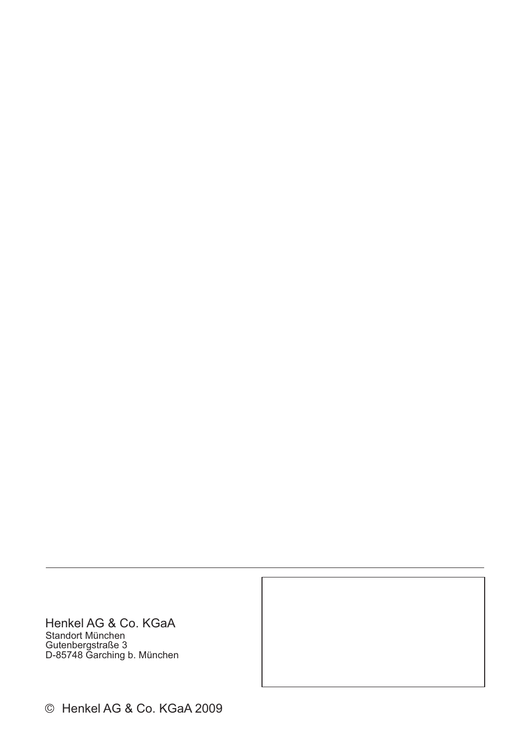Henkel AG & Co. KGaA
Standort München
Gutenbergstraße 3
D-85748 Garching b. München

© Henkel AG & Co. KGaA 2009